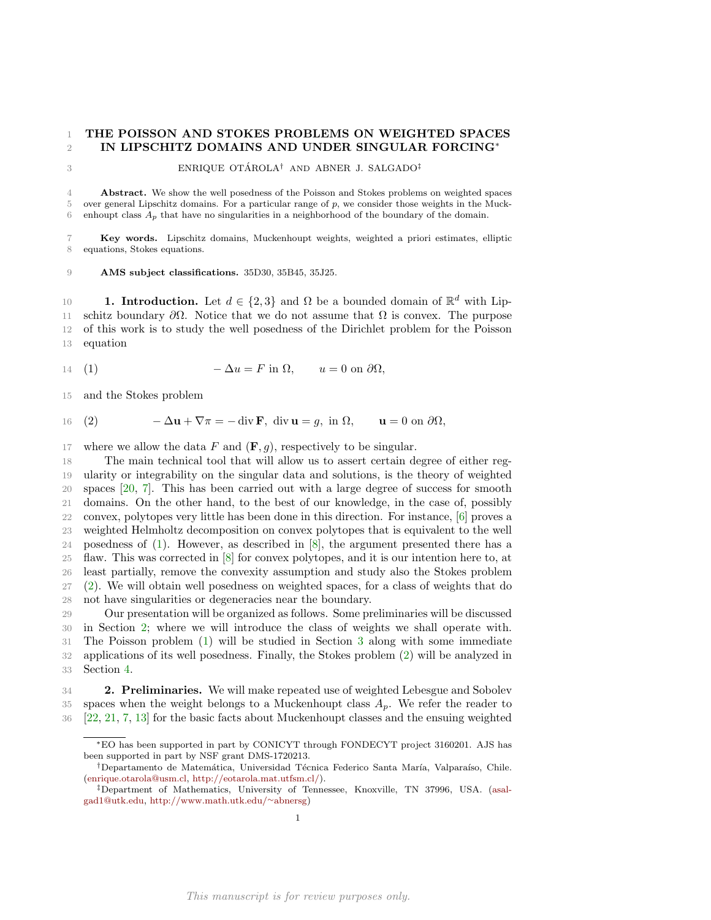# THE POISSON AND STOKES PROBLEMS ON WEIGHTED SPACES IN LIPSCHITZ DOMAINS AND UNDER SINGULAR FORCING*

ENRIQUE OTÁROLA† AND ABNER J. SALGADO‡

**Abstract.** We show the well posedness of the Poisson and Stokes problems on weighted spaces over general Lipschitz domains. For a particular range of $p$, we consider those weights in the Muckenhoupt class $A_p$ that have no singularities in a neighborhood of the boundary of the domain.

**Key words.** Lipschitz domains, Muckenhoupt weights, weighted a priori estimates, elliptic equations, Stokes equations.

**AMS subject classifications.** 35D30, 35B45, 35J25.

## 1. Introduction.

Let $d \in \{2, 3\}$ and $\Omega$ be a bounded domain of $\mathbb{R}^d$ with Lipschitz boundary $\partial\Omega$. Notice that we do not assume that $\Omega$ is convex. The purpose of this work is to study the well posedness of the Dirichlet problem for the Poisson equation

$$-\Delta u = F \text{ in } \Omega, \qquad u = 0 \text{ on } \partial\Omega, \tag{1}$$

and the Stokes problem

$$-\Delta \mathbf{u} + \nabla \pi = -\operatorname{div} \mathbf{F}, \ \operatorname{div} \mathbf{u} = g, \text{ in } \Omega, \qquad \mathbf{u} = 0 \text{ on } \partial\Omega, \tag{2}$$

where we allow the data $F$ and $(\mathbf{F}, g)$, respectively to be singular.

The main technical tool that will allow us to assert certain degree of either regularity or integrability on the singular data and solutions, is the theory of weighted spaces [20, 7]. This has been carried out with a large degree of success for smooth domains. On the other hand, to the best of our knowledge, in the case of, possibly convex, polytopes very little has been done in this direction. For instance, [6] proves a weighted Helmholtz decomposition on convex polytopes that is equivalent to the well posedness of (1). However, as described in [8], the argument presented there has a flaw. This was corrected in [8] for convex polytopes, and it is our intention here to, at least partially, remove the convexity assumption and study also the Stokes problem (2). We will obtain well posedness on weighted spaces, for a class of weights that do not have singularities or degeneracies near the boundary.

Our presentation will be organized as follows. Some preliminaries will be discussed in Section 2; where we will introduce the class of weights we shall operate with. The Poisson problem (1) will be studied in Section 3 along with some immediate applications of its well posedness. Finally, the Stokes problem (2) will be analyzed in Section 4.

## 2. Preliminaries.

We will make repeated use of weighted Lebesgue and Sobolev spaces when the weight belongs to a Muckenhoupt class $A_p$. We refer the reader to [22, 21, 7, 13] for the basic facts about Muckenhoupt classes and the ensuing weighted

---

*EO has been supported in part by CONICYT through FONDECYT project 3160201. AJS has been supported in part by NSF grant DMS-1720213.

†Departamento de Matemática, Universidad Técnica Federico Santa María, Valparaíso, Chile. (enrique.otarola@usm.cl, http://eotarola.mat.utfsm.cl/).

‡Department of Mathematics, University of Tennessee, Knoxville, TN 37996, USA. (asalgad1@utk.edu, http://www.math.utk.edu/~abnersg)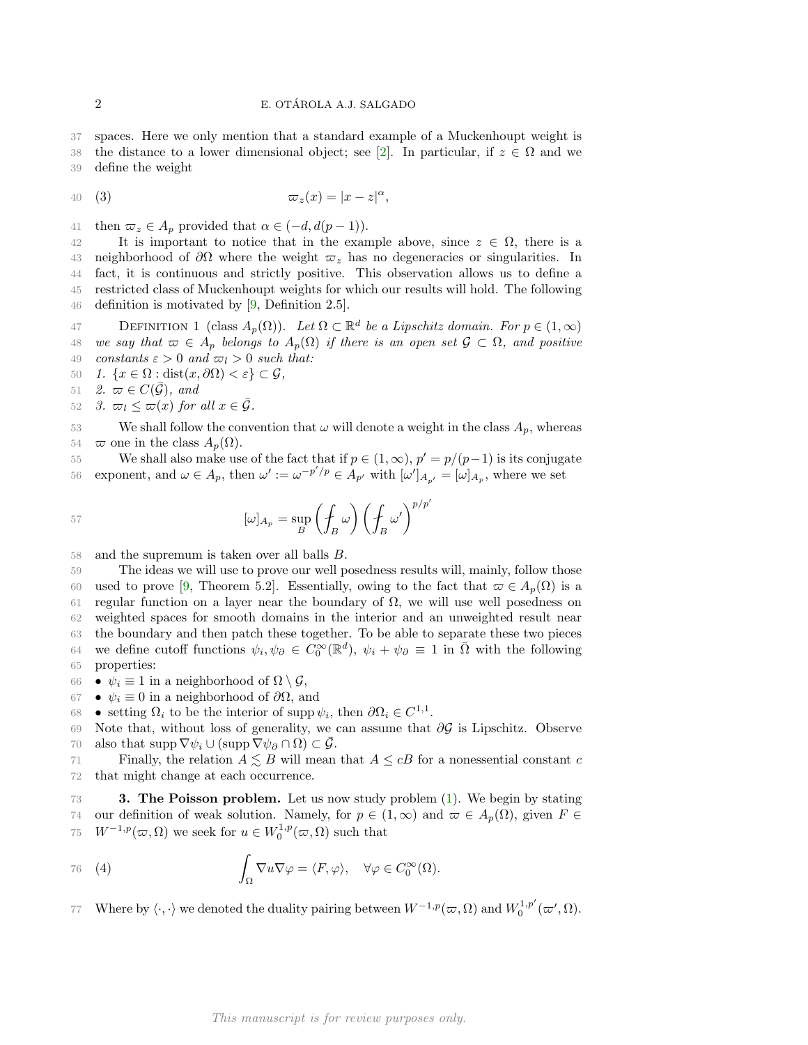spaces. Here we only mention that a standard example of a Muckenhoupt weight is the distance to a lower dimensional object; see [2]. In particular, if $z \in \Omega$ and we define the weight

$$\varpi_z(x) = |x - z|^{\alpha}, \tag{3}$$

then $\varpi_z \in A_p$ provided that $\alpha \in (-d, d(p-1))$.

It is important to notice that in the example above, since $z \in \Omega$, there is a neighborhood of $\partial\Omega$ where the weight $\varpi_z$ has no degeneracies or singularities. In fact, it is continuous and strictly positive. This observation allows us to define a restricted class of Muckenhoupt weights for which our results will hold. The following definition is motivated by [9, Definition 2.5].

Definition 1 (class $A_p(\Omega)$). *Let $\Omega \subset \mathbb{R}^d$ be a Lipschitz domain. For $p \in (1,\infty)$ we say that $\varpi \in A_p$ belongs to $A_p(\Omega)$ if there is an open set $\mathcal{G} \subset \Omega$, and positive constants $\varepsilon > 0$ and $\varpi_l > 0$ such that:*
*1. $\{x \in \Omega : \operatorname{dist}(x, \partial\Omega) < \varepsilon\} \subset \mathcal{G}$,*
*2. $\varpi \in C(\bar{\mathcal{G}})$, and*
*3. $\varpi_l \leq \varpi(x)$ for all $x \in \bar{\mathcal{G}}$.*

We shall follow the convention that $\omega$ will denote a weight in the class $A_p$, whereas $\varpi$ one in the class $A_p(\Omega)$.

We shall also make use of the fact that if $p \in (1,\infty)$, $p' = p/(p-1)$ is its conjugate exponent, and $\omega \in A_p$, then $\omega' := \omega^{-p'/p} \in A_{p'}$ with $[\omega']_{A_{p'}} = [\omega]_{A_p}$, where we set

$$[\omega]_{A_p} = \sup_B \left( \fint_B \omega \right) \left( \fint_B \omega' \right)^{p/p'}$$

and the supremum is taken over all balls $B$.

The ideas we will use to prove our well posedness results will, mainly, follow those used to prove [9, Theorem 5.2]. Essentially, owing to the fact that $\varpi \in A_p(\Omega)$ is a regular function on a layer near the boundary of $\Omega$, we will use well posedness on weighted spaces for smooth domains in the interior and an unweighted result near the boundary and then patch these together. To be able to separate these two pieces we define cutoff functions $\psi_i, \psi_\partial \in C_0^\infty(\mathbb{R}^d)$, $\psi_i + \psi_\partial \equiv 1$ in $\bar{\Omega}$ with the following properties:
- $\psi_i \equiv 1$ in a neighborhood of $\Omega \setminus \mathcal{G}$,
- $\psi_i \equiv 0$ in a neighborhood of $\partial\Omega$, and
- setting $\Omega_i$ to be the interior of $\operatorname{supp}\psi_i$, then $\partial\Omega_i \in C^{1,1}$.

Note that, without loss of generality, we can assume that $\partial\mathcal{G}$ is Lipschitz. Observe also that $\operatorname{supp}\nabla\psi_i \cup (\operatorname{supp}\nabla\psi_\partial \cap \Omega) \subset \bar{\mathcal{G}}$.

Finally, the relation $A \lesssim B$ will mean that $A \leq cB$ for a nonessential constant $c$ that might change at each occurrence.

## 3. The Poisson problem.

Let us now study problem (1). We begin by stating our definition of weak solution. Namely, for $p \in (1,\infty)$ and $\varpi \in A_p(\Omega)$, given $F \in W^{-1,p}(\varpi, \Omega)$ we seek for $u \in W_0^{1,p}(\varpi, \Omega)$ such that

$$\int_\Omega \nabla u \nabla \varphi = \langle F, \varphi \rangle, \quad \forall \varphi \in C_0^\infty(\Omega). \tag{4}$$

Where by $\langle \cdot, \cdot \rangle$ we denoted the duality pairing between $W^{-1,p}(\varpi, \Omega)$ and $W_0^{1,p'}(\varpi', \Omega)$.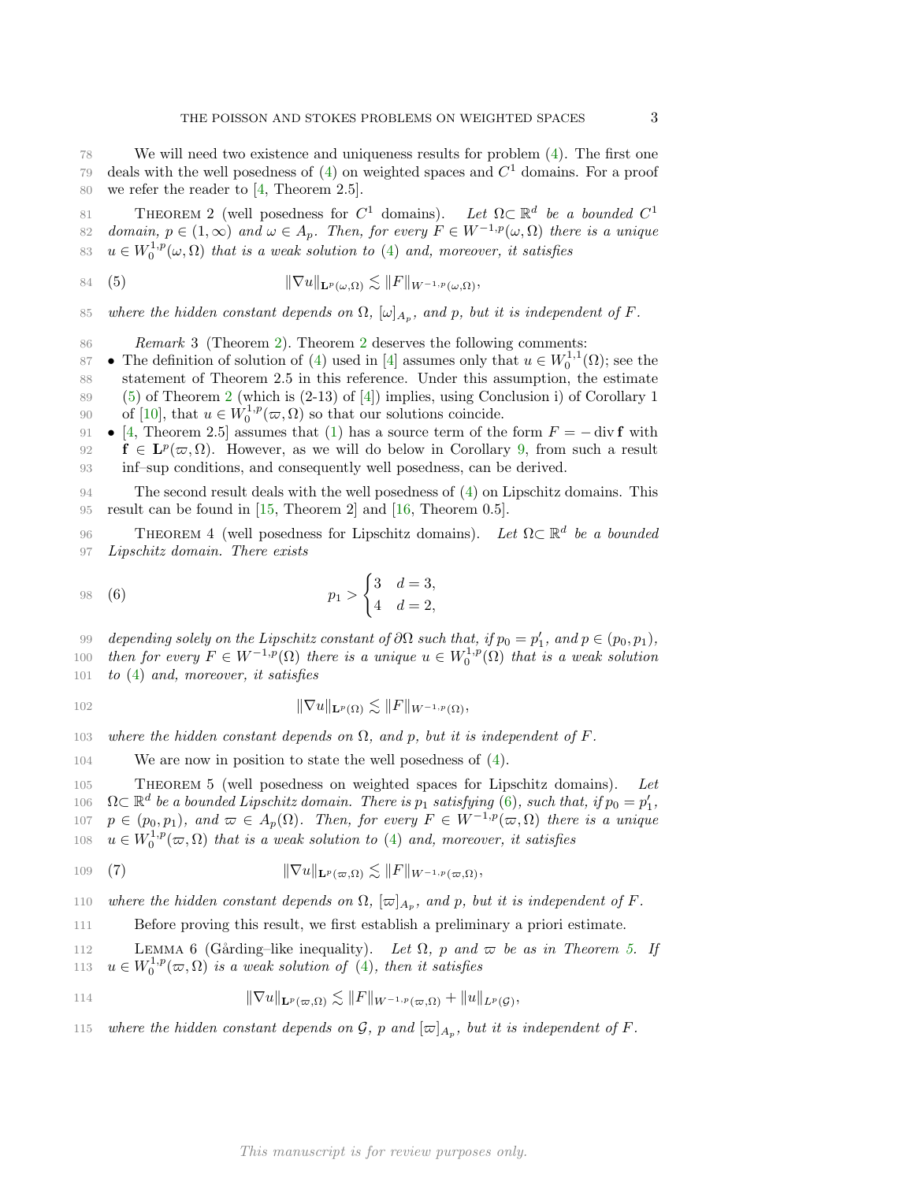We will need two existence and uniqueness results for problem (4). The first one deals with the well posedness of (4) on weighted spaces and $C^1$ domains. For a proof we refer the reader to [4, Theorem 2.5].

THEOREM 2 (well posedness for $C^1$ domains). *Let $\Omega \subset \mathbb{R}^d$ be a bounded $C^1$ domain, $p \in (1,\infty)$ and $\omega \in A_p$. Then, for every $F \in W^{-1,p}(\omega,\Omega)$ there is a unique $u \in W_0^{1,p}(\omega,\Omega)$ that is a weak solution to (4) and, moreover, it satisfies*

$$\|\nabla u\|_{\mathbf{L}^p(\omega,\Omega)} \lesssim \|F\|_{W^{-1,p}(\omega,\Omega)}, \tag{5}$$

*where the hidden constant depends on $\Omega$, $[\omega]_{A_p}$, and $p$, but it is independent of $F$.*

*Remark* 3 (Theorem 2). Theorem 2 deserves the following comments:

- The definition of solution of (4) used in [4] assumes only that $u \in W_0^{1,1}(\Omega)$; see the statement of Theorem 2.5 in this reference. Under this assumption, the estimate (5) of Theorem 2 (which is (2-13) of [4]) implies, using Conclusion i) of Corollary 1 of [10], that $u \in W_0^{1,p}(\varpi,\Omega)$ so that our solutions coincide.
- [4, Theorem 2.5] assumes that (1) has a source term of the form $F = -\operatorname{div} \mathbf{f}$ with $\mathbf{f} \in \mathbf{L}^p(\varpi,\Omega)$. However, as we will do below in Corollary 9, from such a result inf–sup conditions, and consequently well posedness, can be derived.

The second result deals with the well posedness of (4) on Lipschitz domains. This result can be found in [15, Theorem 2] and [16, Theorem 0.5].

THEOREM 4 (well posedness for Lipschitz domains). *Let $\Omega \subset \mathbb{R}^d$ be a bounded Lipschitz domain. There exists*

$$p_1 > \begin{cases} 3 & d = 3, \\ 4 & d = 2, \end{cases} \tag{6}$$

*depending solely on the Lipschitz constant of $\partial\Omega$ such that, if $p_0 = p_1'$, and $p \in (p_0, p_1)$, then for every $F \in W^{-1,p}(\Omega)$ there is a unique $u \in W_0^{1,p}(\Omega)$ that is a weak solution to (4) and, moreover, it satisfies*

$$\|\nabla u\|_{\mathbf{L}^p(\Omega)} \lesssim \|F\|_{W^{-1,p}(\Omega)},$$

*where the hidden constant depends on $\Omega$, and $p$, but it is independent of $F$.*

We are now in position to state the well posedness of (4).

THEOREM 5 (well posedness on weighted spaces for Lipschitz domains). *Let $\Omega \subset \mathbb{R}^d$ be a bounded Lipschitz domain. There is $p_1$ satisfying (6), such that, if $p_0 = p_1'$, $p \in (p_0, p_1)$, and $\varpi \in A_p(\Omega)$. Then, for every $F \in W^{-1,p}(\varpi,\Omega)$ there is a unique $u \in W_0^{1,p}(\varpi,\Omega)$ that is a weak solution to (4) and, moreover, it satisfies*

$$\|\nabla u\|_{\mathbf{L}^p(\varpi,\Omega)} \lesssim \|F\|_{W^{-1,p}(\varpi,\Omega)}, \tag{7}$$

*where the hidden constant depends on $\Omega$, $[\varpi]_{A_p}$, and $p$, but it is independent of $F$.*

Before proving this result, we first establish a preliminary a priori estimate.

LEMMA 6 (Gårding–like inequality). *Let $\Omega$, $p$ and $\varpi$ be as in Theorem 5. If $u \in W_0^{1,p}(\varpi,\Omega)$ is a weak solution of (4), then it satisfies*

$$\|\nabla u\|_{\mathbf{L}^p(\varpi,\Omega)} \lesssim \|F\|_{W^{-1,p}(\varpi,\Omega)} + \|u\|_{L^p(\mathcal{G})},$$

*where the hidden constant depends on $\mathcal{G}$, $p$ and $[\varpi]_{A_p}$, but it is independent of $F$.*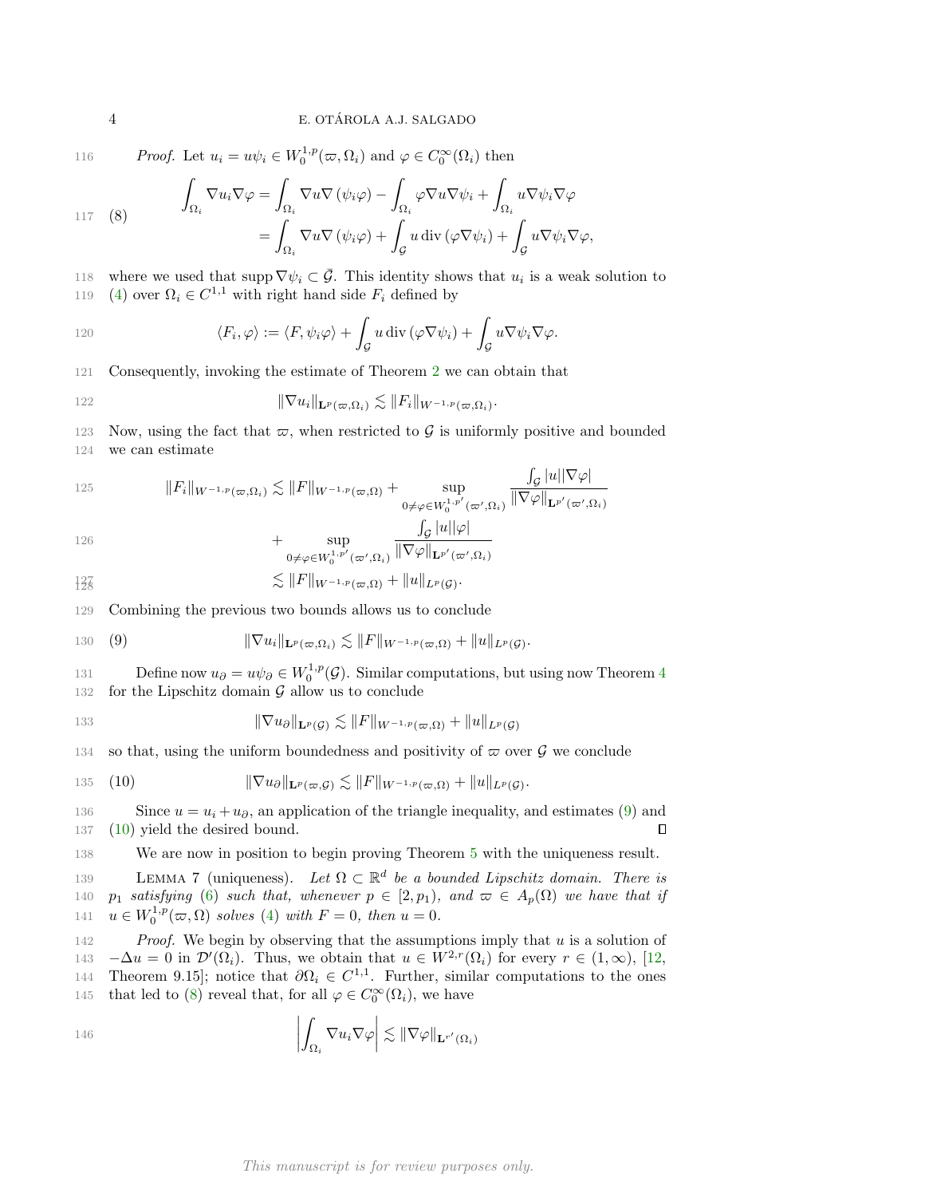*Proof.* Let $u_i = u\psi_i \in W^{1,p}_0(\varpi, \Omega_i)$ and $\varphi \in C_0^\infty(\Omega_i)$ then

$$
\begin{aligned}
\int_{\Omega_i} \nabla u_i \nabla \varphi &= \int_{\Omega_i} \nabla u \nabla (\psi_i \varphi) - \int_{\Omega_i} \varphi \nabla u \nabla \psi_i + \int_{\Omega_i} u \nabla \psi_i \nabla \varphi \\
&= \int_{\Omega_i} \nabla u \nabla (\psi_i \varphi) + \int_{\mathcal{G}} u \operatorname{div}(\varphi \nabla \psi_i) + \int_{\mathcal{G}} u \nabla \psi_i \nabla \varphi,
\end{aligned} \tag{8}
$$

where we used that $\operatorname{supp} \nabla \psi_i \subset \bar{\mathcal{G}}$. This identity shows that $u_i$ is a weak solution to (4) over $\Omega_i \in C^{1,1}$ with right hand side $F_i$ defined by

$$
\langle F_i, \varphi \rangle := \langle F, \psi_i \varphi \rangle + \int_{\mathcal{G}} u \operatorname{div}(\varphi \nabla \psi_i) + \int_{\mathcal{G}} u \nabla \psi_i \nabla \varphi.
$$

Consequently, invoking the estimate of Theorem 2 we can obtain that

$$
\|\nabla u_i\|_{\mathbf{L}^p(\varpi,\Omega_i)} \lesssim \|F_i\|_{W^{-1,p}(\varpi,\Omega_i)}.
$$

Now, using the fact that $\varpi$, when restricted to $\mathcal{G}$ is uniformly positive and bounded we can estimate

$$
\begin{aligned}
\|F_i\|_{W^{-1,p}(\varpi,\Omega_i)} &\lesssim \|F\|_{W^{-1,p}(\varpi,\Omega)} + \sup_{0 \neq \varphi \in W_0^{1,p'}(\varpi',\Omega_i)} \frac{\int_{\mathcal{G}} |u||\nabla \varphi|}{\|\nabla \varphi\|_{\mathbf{L}^{p'}(\varpi',\Omega_i)}} \\
&\quad + \sup_{0 \neq \varphi \in W_0^{1,p'}(\varpi',\Omega_i)} \frac{\int_{\mathcal{G}} |u||\varphi|}{\|\nabla \varphi\|_{\mathbf{L}^{p'}(\varpi',\Omega_i)}} \\
&\lesssim \|F\|_{W^{-1,p}(\varpi,\Omega)} + \|u\|_{L^p(\mathcal{G})}.
\end{aligned}
$$

Combining the previous two bounds allows us to conclude

$$
\|\nabla u_i\|_{\mathbf{L}^p(\varpi,\Omega_i)} \lesssim \|F\|_{W^{-1,p}(\varpi,\Omega)} + \|u\|_{L^p(\mathcal{G})}. \tag{9}
$$

Define now $u_\partial = u\psi_\partial \in W_0^{1,p}(\mathcal{G})$. Similar computations, but using now Theorem 4 for the Lipschitz domain $\mathcal{G}$ allow us to conclude

$$
\|\nabla u_\partial\|_{\mathbf{L}^p(\mathcal{G})} \lesssim \|F\|_{W^{-1,p}(\varpi,\Omega)} + \|u\|_{L^p(\mathcal{G})}
$$

so that, using the uniform boundedness and positivity of $\varpi$ over $\mathcal{G}$ we conclude

$$
\|\nabla u_\partial\|_{\mathbf{L}^p(\varpi,\mathcal{G})} \lesssim \|F\|_{W^{-1,p}(\varpi,\Omega)} + \|u\|_{L^p(\mathcal{G})}. \tag{10}
$$

Since $u = u_i + u_\partial$, an application of the triangle inequality, and estimates (9) and (10) yield the desired bound. ∎

We are now in position to begin proving Theorem 5 with the uniqueness result.

Lemma 7 (uniqueness). *Let $\Omega \subset \mathbb{R}^d$ be a bounded Lipschitz domain. There is $p_1$ satisfying (6) such that, whenever $p \in [2, p_1)$, and $\varpi \in A_p(\Omega)$ we have that if $u \in W_0^{1,p}(\varpi, \Omega)$ solves (4) with $F = 0$, then $u = 0$.*

*Proof.* We begin by observing that the assumptions imply that $u$ is a solution of $-\Delta u = 0$ in $\mathcal{D}'(\Omega_i)$. Thus, we obtain that $u \in W^{2,r}(\Omega_i)$ for every $r \in (1, \infty)$, [12, Theorem 9.15]; notice that $\partial\Omega_i \in C^{1,1}$. Further, similar computations to the ones that led to (8) reveal that, for all $\varphi \in C_0^\infty(\Omega_i)$, we have

$$
\left| \int_{\Omega_i} \nabla u_i \nabla \varphi \right| \lesssim \|\nabla \varphi\|_{\mathbf{L}^{r'}(\Omega_i)}
$$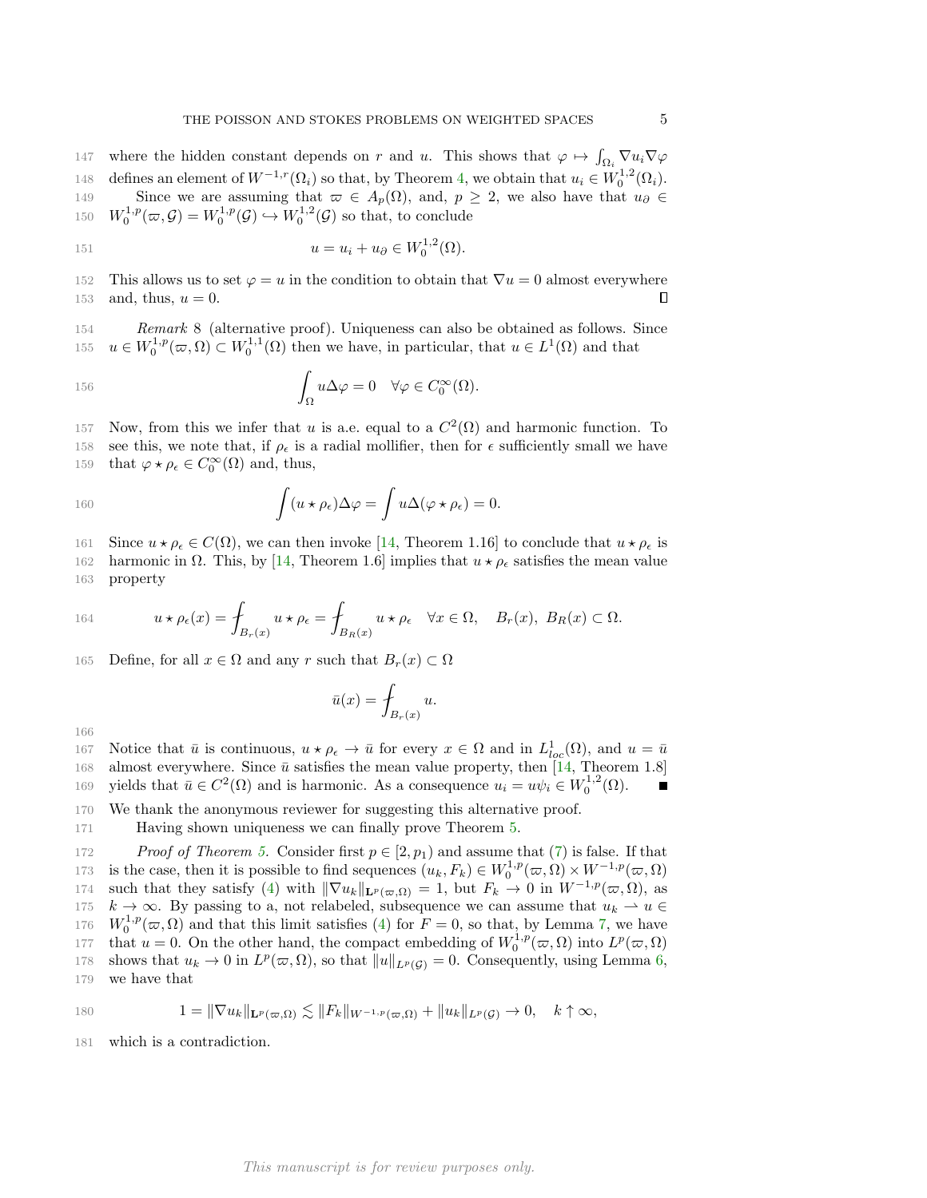where the hidden constant depends on $r$ and $u$. This shows that $\varphi \mapsto \int_{\Omega_i} \nabla u_i \nabla \varphi$ defines an element of $W^{-1,r}(\Omega_i)$ so that, by Theorem 4, we obtain that $u_i \in W_0^{1,2}(\Omega_i)$.

Since we are assuming that $\varpi \in A_p(\Omega)$, and, $p \geq 2$, we also have that $u_\partial \in W_0^{1,p}(\varpi, \mathcal{G}) = W_0^{1,p}(\mathcal{G}) \hookrightarrow W_0^{1,2}(\mathcal{G})$ so that, to conclude

$$u = u_i + u_\partial \in W_0^{1,2}(\Omega).$$

This allows us to set $\varphi = u$ in the condition to obtain that $\nabla u = 0$ almost everywhere and, thus, $u = 0$. □

*Remark* 8 (alternative proof). Uniqueness can also be obtained as follows. Since $u \in W_0^{1,p}(\varpi, \Omega) \subset W_0^{1,1}(\Omega)$ then we have, in particular, that $u \in L^1(\Omega)$ and that

$$\int_\Omega u \Delta \varphi = 0 \quad \forall \varphi \in C_0^\infty(\Omega).$$

Now, from this we infer that $u$ is a.e. equal to a $C^2(\Omega)$ and harmonic function. To see this, we note that, if $\rho_\epsilon$ is a radial mollifier, then for $\epsilon$ sufficiently small we have that $\varphi \star \rho_\epsilon \in C_0^\infty(\Omega)$ and, thus,

$$\int (u \star \rho_\epsilon) \Delta \varphi = \int u \Delta (\varphi \star \rho_\epsilon) = 0.$$

Since $u \star \rho_\epsilon \in C(\Omega)$, we can then invoke [14, Theorem 1.16] to conclude that $u \star \rho_\epsilon$ is harmonic in $\Omega$. This, by [14, Theorem 1.6] implies that $u \star \rho_\epsilon$ satisfies the mean value property

$$u \star \rho_\epsilon(x) = \fint_{B_r(x)} u \star \rho_\epsilon = \fint_{B_R(x)} u \star \rho_\epsilon \quad \forall x \in \Omega, \quad B_r(x),\ B_R(x) \subset \Omega.$$

Define, for all $x \in \Omega$ and any $r$ such that $B_r(x) \subset \Omega$

$$\bar{u}(x) = \fint_{B_r(x)} u.$$

Notice that $\bar{u}$ is continuous, $u \star \rho_\epsilon \to \bar{u}$ for every $x \in \Omega$ and in $L^1_{loc}(\Omega)$, and $u = \bar{u}$ almost everywhere. Since $\bar{u}$ satisfies the mean value property, then [14, Theorem 1.8] yields that $\bar{u} \in C^2(\Omega)$ and is harmonic. As a consequence $u_i = u\psi_i \in W_0^{1,2}(\Omega)$. ■

We thank the anonymous reviewer for suggesting this alternative proof.

Having shown uniqueness we can finally prove Theorem 5.

*Proof of Theorem 5.* Consider first $p \in [2, p_1)$ and assume that (7) is false. If that is the case, then it is possible to find sequences $(u_k, F_k) \in W_0^{1,p}(\varpi, \Omega) \times W^{-1,p}(\varpi, \Omega)$ such that they satisfy (4) with $\|\nabla u_k\|_{\mathbf{L}^p(\varpi,\Omega)} = 1$, but $F_k \to 0$ in $W^{-1,p}(\varpi, \Omega)$, as $k \to \infty$. By passing to a, not relabeled, subsequence we can assume that $u_k \rightharpoonup u \in W_0^{1,p}(\varpi, \Omega)$ and that this limit satisfies (4) for $F = 0$, so that, by Lemma 7, we have that $u = 0$. On the other hand, the compact embedding of $W_0^{1,p}(\varpi, \Omega)$ into $L^p(\varpi, \Omega)$ shows that $u_k \to 0$ in $L^p(\varpi, \Omega)$, so that $\|u\|_{L^p(\mathcal{G})} = 0$. Consequently, using Lemma 6, we have that

$$1 = \|\nabla u_k\|_{\mathbf{L}^p(\varpi,\Omega)} \lesssim \|F_k\|_{W^{-1,p}(\varpi,\Omega)} + \|u_k\|_{L^p(\mathcal{G})} \to 0, \quad k \uparrow \infty,$$

which is a contradiction.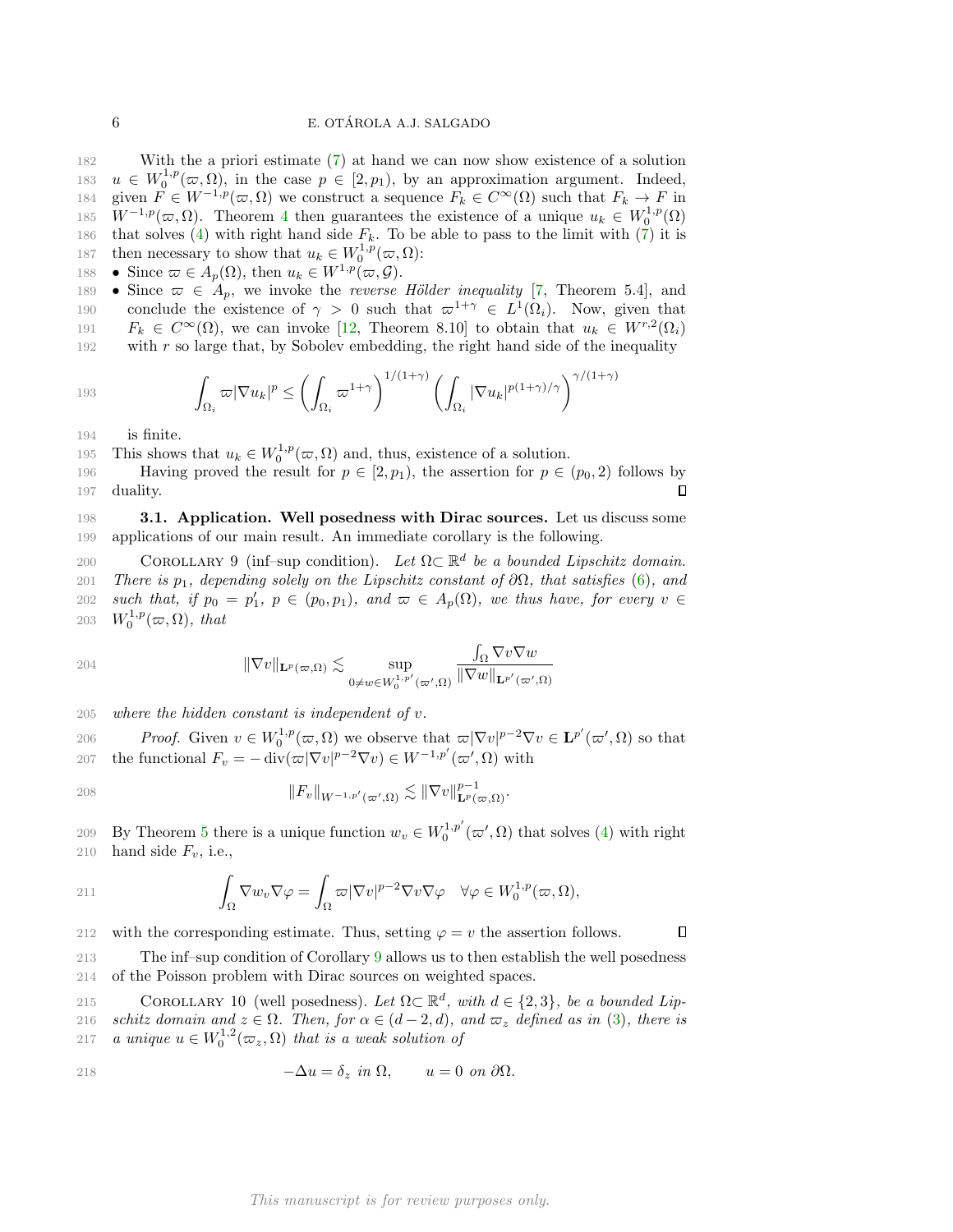With the a priori estimate (7) at hand we can now show existence of a solution $u \in W_0^{1,p}(\varpi, \Omega)$, in the case $p \in [2, p_1)$, by an approximation argument. Indeed, given $F \in W^{-1,p}(\varpi, \Omega)$ we construct a sequence $F_k \in C^\infty(\Omega)$ such that $F_k \to F$ in $W^{-1,p}(\varpi, \Omega)$. Theorem 4 then guarantees the existence of a unique $u_k \in W_0^{1,p}(\Omega)$ that solves (4) with right hand side $F_k$. To be able to pass to the limit with (7) it is then necessary to show that $u_k \in W_0^{1,p}(\varpi, \Omega)$:

- Since $\varpi \in A_p(\Omega)$, then $u_k \in W^{1,p}(\varpi, \mathcal{G})$.
- Since $\varpi \in A_p$, we invoke the *reverse Hölder inequality* [7, Theorem 5.4], and conclude the existence of $\gamma > 0$ such that $\varpi^{1+\gamma} \in L^1(\Omega_i)$. Now, given that $F_k \in C^\infty(\Omega)$, we can invoke [12, Theorem 8.10] to obtain that $u_k \in W^{r,2}(\Omega_i)$ with $r$ so large that, by Sobolev embedding, the right hand side of the inequality

$$\int_{\Omega_i} \varpi |\nabla u_k|^p \leq \left( \int_{\Omega_i} \varpi^{1+\gamma} \right)^{1/(1+\gamma)} \left( \int_{\Omega_i} |\nabla u_k|^{p(1+\gamma)/\gamma} \right)^{\gamma/(1+\gamma)}$$

  is finite.

This shows that $u_k \in W_0^{1,p}(\varpi, \Omega)$ and, thus, existence of a solution.

Having proved the result for $p \in [2, p_1)$, the assertion for $p \in (p_0, 2)$ follows by duality. ∎

**3.1. Application. Well posedness with Dirac sources.** Let us discuss some applications of our main result. An immediate corollary is the following.

COROLLARY 9 (inf–sup condition). *Let $\Omega \subset \mathbb{R}^d$ be a bounded Lipschitz domain. There is $p_1$, depending solely on the Lipschitz constant of $\partial\Omega$, that satisfies (6), and such that, if $p_0 = p_1'$, $p \in (p_0, p_1)$, and $\varpi \in A_p(\Omega)$, we thus have, for every $v \in W_0^{1,p}(\varpi, \Omega)$, that*

$$\|\nabla v\|_{\mathbf{L}^p(\varpi,\Omega)} \lesssim \sup_{0 \neq w \in W_0^{1,p'}(\varpi',\Omega)} \frac{\int_\Omega \nabla v \nabla w}{\|\nabla w\|_{\mathbf{L}^{p'}(\varpi',\Omega)}}$$

*where the hidden constant is independent of $v$.*

*Proof.* Given $v \in W_0^{1,p}(\varpi, \Omega)$ we observe that $\varpi |\nabla v|^{p-2} \nabla v \in \mathbf{L}^{p'}(\varpi', \Omega)$ so that the functional $F_v = -\operatorname{div}(\varpi |\nabla v|^{p-2} \nabla v) \in W^{-1,p'}(\varpi', \Omega)$ with

$$\|F_v\|_{W^{-1,p'}(\varpi',\Omega)} \lesssim \|\nabla v\|^{p-1}_{\mathbf{L}^p(\varpi,\Omega)}.$$

By Theorem 5 there is a unique function $w_v \in W_0^{1,p'}(\varpi', \Omega)$ that solves (4) with right hand side $F_v$, i.e.,

$$\int_\Omega \nabla w_v \nabla \varphi = \int_\Omega \varpi |\nabla v|^{p-2} \nabla v \nabla \varphi \quad \forall \varphi \in W_0^{1,p}(\varpi, \Omega),$$

with the corresponding estimate. Thus, setting $\varphi = v$ the assertion follows. ∎

The inf–sup condition of Corollary 9 allows us to then establish the well posedness of the Poisson problem with Dirac sources on weighted spaces.

COROLLARY 10 (well posedness). *Let $\Omega \subset \mathbb{R}^d$, with $d \in \{2, 3\}$, be a bounded Lipschitz domain and $z \in \Omega$. Then, for $\alpha \in (d-2, d)$, and $\varpi_z$ defined as in (3), there is a unique $u \in W_0^{1,2}(\varpi_z, \Omega)$ that is a weak solution of*

$$-\Delta u = \delta_z \text{ in } \Omega, \qquad u = 0 \text{ on } \partial\Omega.$$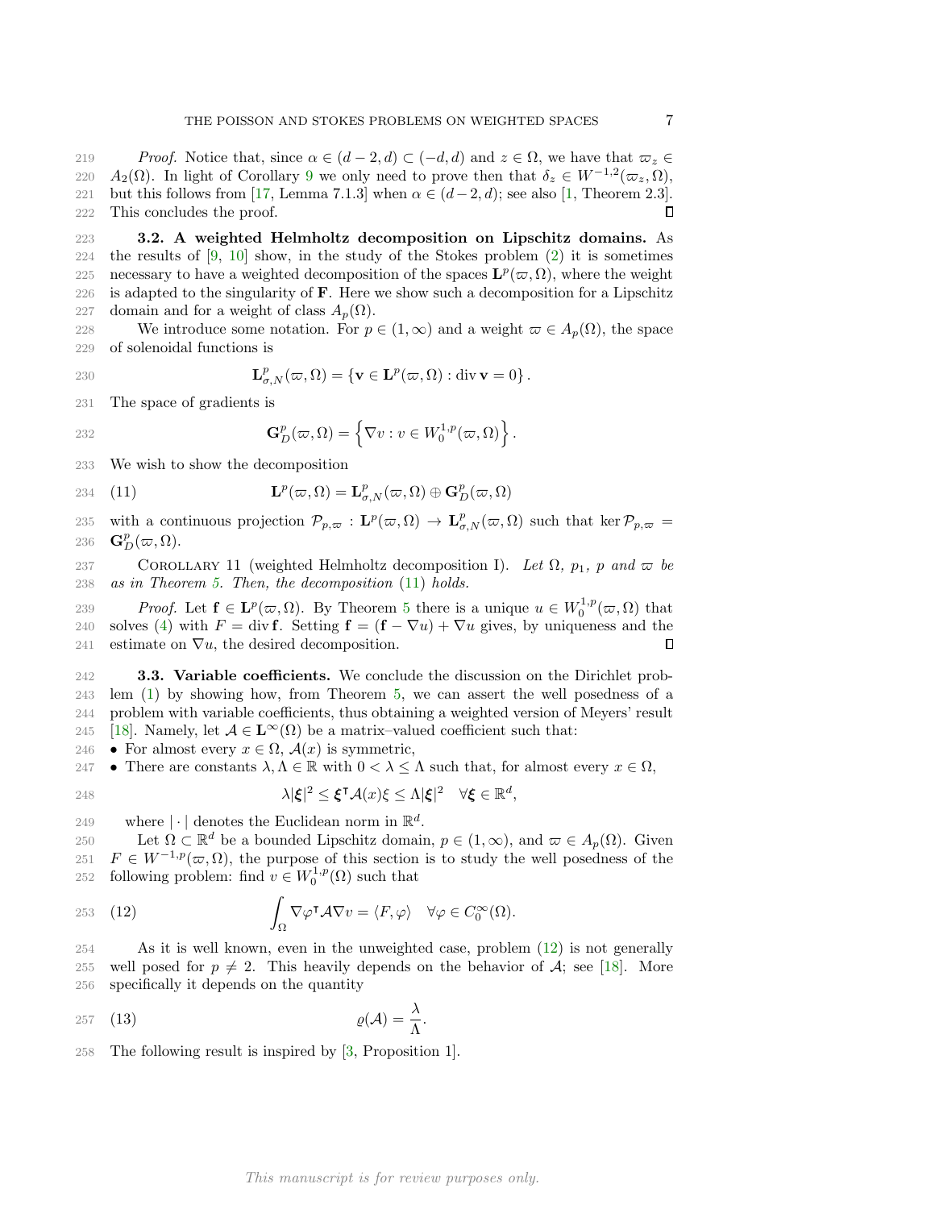*Proof.* Notice that, since $\alpha \in (d-2, d) \subset (-d, d)$ and $z \in \Omega$, we have that $\varpi_z \in A_2(\Omega)$. In light of Corollary 9 we only need to prove then that $\delta_z \in W^{-1,2}(\varpi_z, \Omega)$, but this follows from [17, Lemma 7.1.3] when $\alpha \in (d-2, d)$; see also [1, Theorem 2.3]. This concludes the proof. ∎

### 3.2. A weighted Helmholtz decomposition on Lipschitz domains.

As the results of [9, 10] show, in the study of the Stokes problem (2) it is sometimes necessary to have a weighted decomposition of the spaces $\mathbf{L}^p(\varpi, \Omega)$, where the weight is adapted to the singularity of $\mathbf{F}$. Here we show such a decomposition for a Lipschitz domain and for a weight of class $A_p(\Omega)$.

We introduce some notation. For $p \in (1, \infty)$ and a weight $\varpi \in A_p(\Omega)$, the space of solenoidal functions is

$$\mathbf{L}^p_{\sigma,N}(\varpi, \Omega) = \{\mathbf{v} \in \mathbf{L}^p(\varpi, \Omega) : \operatorname{div} \mathbf{v} = 0\}.$$

The space of gradients is

$$\mathbf{G}^p_D(\varpi, \Omega) = \left\{\nabla v : v \in W^{1,p}_0(\varpi, \Omega)\right\}.$$

We wish to show the decomposition

$$\mathbf{L}^p(\varpi, \Omega) = \mathbf{L}^p_{\sigma,N}(\varpi, \Omega) \oplus \mathbf{G}^p_D(\varpi, \Omega) \tag{11}$$

with a continuous projection $\mathcal{P}_{p,\varpi} : \mathbf{L}^p(\varpi, \Omega) \to \mathbf{L}^p_{\sigma,N}(\varpi, \Omega)$ such that $\ker \mathcal{P}_{p,\varpi} = \mathbf{G}^p_D(\varpi, \Omega)$.

Corollary 11 (weighted Helmholtz decomposition I). *Let $\Omega$, $p_1$, $p$ and $\varpi$ be as in Theorem 5. Then, the decomposition (11) holds.*

*Proof.* Let $\mathbf{f} \in \mathbf{L}^p(\varpi, \Omega)$. By Theorem 5 there is a unique $u \in W^{1,p}_0(\varpi, \Omega)$ that solves (4) with $F = \operatorname{div} \mathbf{f}$. Setting $\mathbf{f} = (\mathbf{f} - \nabla u) + \nabla u$ gives, by uniqueness and the estimate on $\nabla u$, the desired decomposition. ∎

### 3.3. Variable coefficients.

We conclude the discussion on the Dirichlet problem (1) by showing how, from Theorem 5, we can assert the well posedness of a problem with variable coefficients, thus obtaining a weighted version of Meyers' result [18]. Namely, let $\mathcal{A} \in \mathbf{L}^\infty(\Omega)$ be a matrix–valued coefficient such that:

- For almost every $x \in \Omega$, $\mathcal{A}(x)$ is symmetric,
- There are constants $\lambda, \Lambda \in \mathbb{R}$ with $0 < \lambda \leq \Lambda$ such that, for almost every $x \in \Omega$,

$$\lambda |\boldsymbol{\xi}|^2 \leq \boldsymbol{\xi}^\intercal \mathcal{A}(x) \xi \leq \Lambda |\boldsymbol{\xi}|^2 \quad \forall \boldsymbol{\xi} \in \mathbb{R}^d,$$

where $|\cdot|$ denotes the Euclidean norm in $\mathbb{R}^d$.

Let $\Omega \subset \mathbb{R}^d$ be a bounded Lipschitz domain, $p \in (1, \infty)$, and $\varpi \in A_p(\Omega)$. Given $F \in W^{-1,p}(\varpi, \Omega)$, the purpose of this section is to study the well posedness of the following problem: find $v \in W^{1,p}_0(\Omega)$ such that

$$\int_\Omega \nabla \varphi^\intercal \mathcal{A} \nabla v = \langle F, \varphi \rangle \quad \forall \varphi \in C_0^\infty(\Omega). \tag{12}$$

As it is well known, even in the unweighted case, problem (12) is not generally well posed for $p \neq 2$. This heavily depends on the behavior of $\mathcal{A}$; see [18]. More specifically it depends on the quantity

$$\varrho(\mathcal{A}) = \frac{\lambda}{\Lambda}. \tag{13}$$

The following result is inspired by [3, Proposition 1].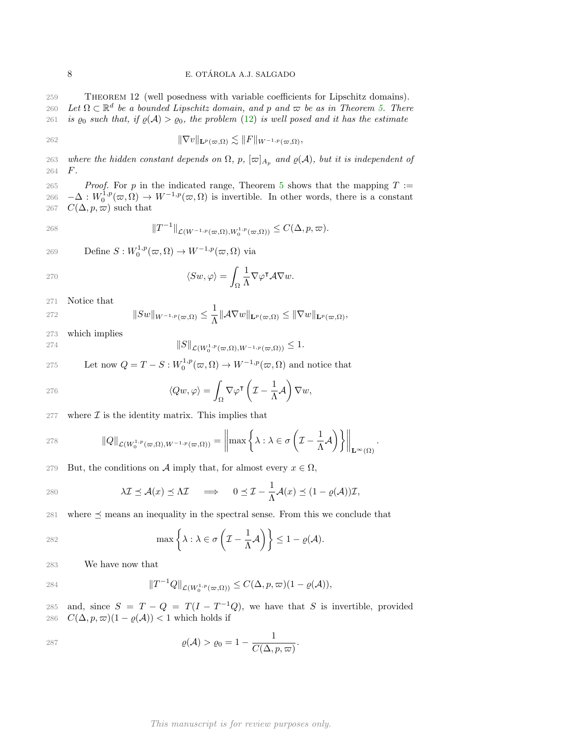**Theorem 12** (well posedness with variable coefficients for Lipschitz domains). *Let $\Omega \subset \mathbb{R}^d$ be a bounded Lipschitz domain, and $p$ and $\varpi$ be as in Theorem 5. There is $\varrho_0$ such that, if $\varrho(\mathcal{A}) > \varrho_0$, the problem (12) is well posed and it has the estimate*

$$\|\nabla v\|_{\mathbf{L}^p(\varpi,\Omega)} \lesssim \|F\|_{W^{-1,p}(\varpi,\Omega)},$$

*where the hidden constant depends on $\Omega$, $p$, $[\varpi]_{A_p}$ and $\varrho(\mathcal{A})$, but it is independent of $F$.*

*Proof.* For $p$ in the indicated range, Theorem 5 shows that the mapping $T := -\Delta : W_0^{1,p}(\varpi,\Omega) \to W^{-1,p}(\varpi,\Omega)$ is invertible. In other words, there is a constant $C(\Delta,p,\varpi)$ such that

$$\|T^{-1}\|_{\mathcal{L}(W^{-1,p}(\varpi,\Omega),W_0^{1,p}(\varpi,\Omega))} \leq C(\Delta,p,\varpi).$$

Define $S : W_0^{1,p}(\varpi,\Omega) \to W^{-1,p}(\varpi,\Omega)$ via

$$\langle Sw, \varphi \rangle = \int_\Omega \frac{1}{\Lambda} \nabla \varphi^\intercal \mathcal{A} \nabla w.$$

Notice that

$$\|Sw\|_{W^{-1,p}(\varpi,\Omega)} \leq \frac{1}{\Lambda} \|\mathcal{A}\nabla w\|_{\mathbf{L}^p(\varpi,\Omega)} \leq \|\nabla w\|_{\mathbf{L}^p(\varpi,\Omega)},$$

which implies

$$\|S\|_{\mathcal{L}(W_0^{1,p}(\varpi,\Omega),W^{-1,p}(\varpi,\Omega))} \leq 1.$$

Let now $Q = T - S : W_0^{1,p}(\varpi,\Omega) \to W^{-1,p}(\varpi,\Omega)$ and notice that

$$\langle Qw, \varphi \rangle = \int_\Omega \nabla \varphi^\intercal \left( \mathcal{I} - \frac{1}{\Lambda}\mathcal{A} \right) \nabla w,$$

where $\mathcal{I}$ is the identity matrix. This implies that

$$\|Q\|_{\mathcal{L}(W_0^{1,p}(\varpi,\Omega),W^{-1,p}(\varpi,\Omega))} = \left\| \max\left\{ \lambda : \lambda \in \sigma\left( \mathcal{I} - \frac{1}{\Lambda}\mathcal{A} \right) \right\} \right\|_{\mathbf{L}^\infty(\Omega)}.$$

But, the conditions on $\mathcal{A}$ imply that, for almost every $x \in \Omega$,

$$\lambda \mathcal{I} \preceq \mathcal{A}(x) \preceq \Lambda \mathcal{I} \quad \Longrightarrow \quad 0 \preceq \mathcal{I} - \frac{1}{\Lambda}\mathcal{A}(x) \preceq (1 - \varrho(\mathcal{A}))\mathcal{I},$$

where $\preceq$ means an inequality in the spectral sense. From this we conclude that

$$\max\left\{ \lambda : \lambda \in \sigma\left( \mathcal{I} - \frac{1}{\Lambda}\mathcal{A} \right) \right\} \leq 1 - \varrho(\mathcal{A}).$$

We have now that

$$\|T^{-1}Q\|_{\mathcal{L}(W_0^{1,p}(\varpi,\Omega))} \leq C(\Delta,p,\varpi)(1 - \varrho(\mathcal{A})),$$

and, since $S = T - Q = T(I - T^{-1}Q)$, we have that $S$ is invertible, provided $C(\Delta,p,\varpi)(1 - \varrho(\mathcal{A})) < 1$ which holds if

$$\varrho(\mathcal{A}) > \varrho_0 = 1 - \frac{1}{C(\Delta,p,\varpi)}.$$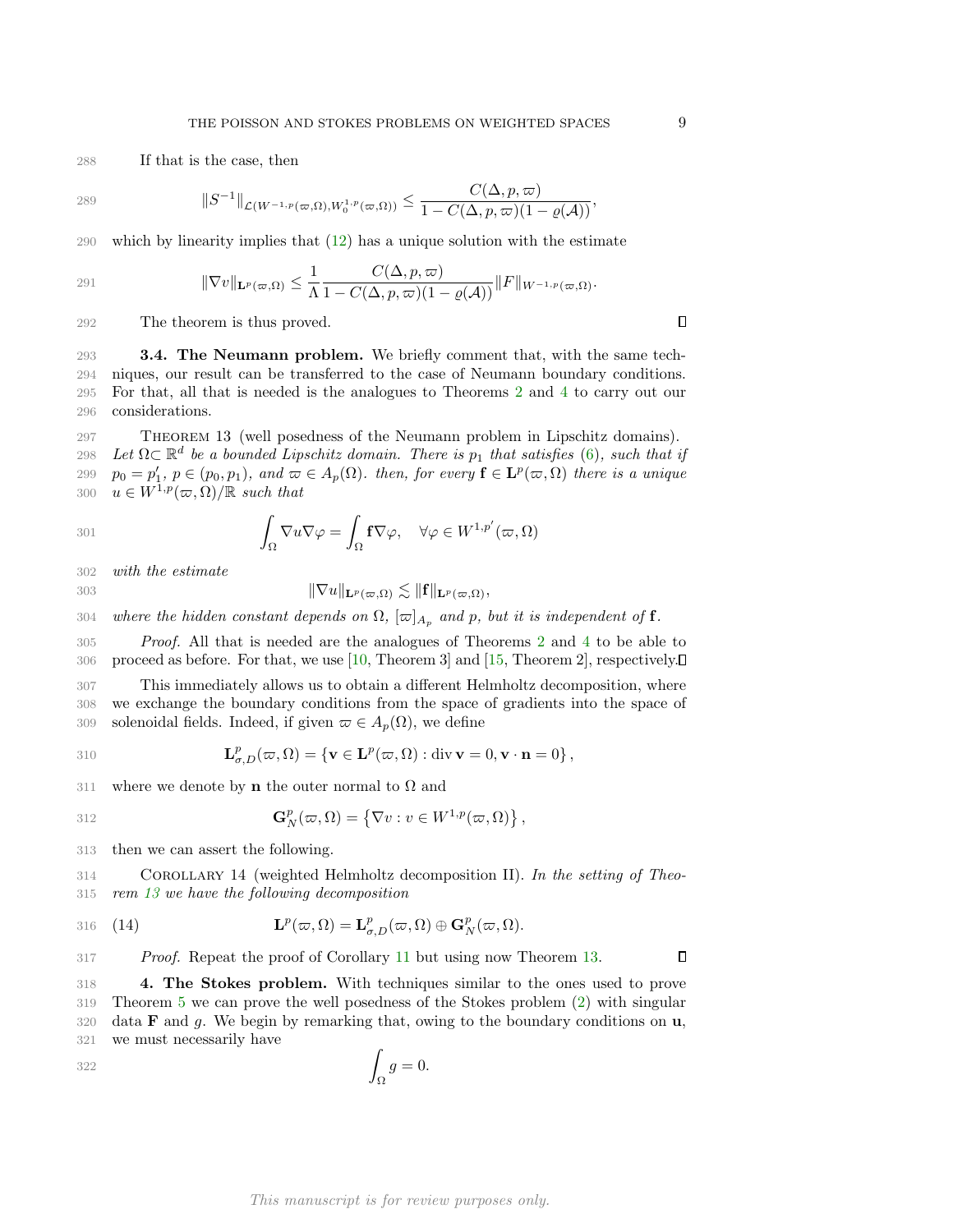If that is the case, then

$$\|S^{-1}\|_{\mathcal{L}(W^{-1,p}(\varpi,\Omega),W_0^{1,p}(\varpi,\Omega))} \leq \frac{C(\Delta,p,\varpi)}{1 - C(\Delta,p,\varpi)(1-\varrho(\mathcal{A}))},$$

which by linearity implies that (12) has a unique solution with the estimate

$$\|\nabla v\|_{\mathbf{L}^p(\varpi,\Omega)} \leq \frac{1}{\Lambda} \frac{C(\Delta,p,\varpi)}{1 - C(\Delta,p,\varpi)(1-\varrho(\mathcal{A}))} \|F\|_{W^{-1,p}(\varpi,\Omega)}.$$

The theorem is thus proved. ∎

**3.4. The Neumann problem.** We briefly comment that, with the same techniques, our result can be transferred to the case of Neumann boundary conditions. For that, all that is needed is the analogues to Theorems 2 and 4 to carry out our considerations.

THEOREM 13 (well posedness of the Neumann problem in Lipschitz domains). *Let $\Omega \subset \mathbb{R}^d$ be a bounded Lipschitz domain. There is $p_1$ that satisfies (6), such that if $p_0 = p_1'$, $p \in (p_0, p_1)$, and $\varpi \in A_p(\Omega)$. then, for every $\mathbf{f} \in \mathbf{L}^p(\varpi,\Omega)$ there is a unique $u \in W^{1,p}(\varpi,\Omega)/\mathbb{R}$ such that*

$$\int_\Omega \nabla u \nabla \varphi = \int_\Omega \mathbf{f} \nabla \varphi, \quad \forall \varphi \in W^{1,p'}(\varpi,\Omega)$$

*with the estimate*

$$\|\nabla u\|_{\mathbf{L}^p(\varpi,\Omega)} \lesssim \|\mathbf{f}\|_{\mathbf{L}^p(\varpi,\Omega)},$$

*where the hidden constant depends on $\Omega$, $[\varpi]_{A_p}$ and $p$, but it is independent of $\mathbf{f}$.*

*Proof.* All that is needed are the analogues of Theorems 2 and 4 to be able to proceed as before. For that, we use [10, Theorem 3] and [15, Theorem 2], respectively. ∎

This immediately allows us to obtain a different Helmholtz decomposition, where we exchange the boundary conditions from the space of gradients into the space of solenoidal fields. Indeed, if given $\varpi \in A_p(\Omega)$, we define

$$\mathbf{L}^p_{\sigma,D}(\varpi,\Omega) = \left\{ \mathbf{v} \in \mathbf{L}^p(\varpi,\Omega) : \operatorname{div} \mathbf{v} = 0, \mathbf{v} \cdot \mathbf{n} = 0 \right\},$$

where we denote by $\mathbf{n}$ the outer normal to $\Omega$ and

$$\mathbf{G}^p_N(\varpi,\Omega) = \left\{ \nabla v : v \in W^{1,p}(\varpi,\Omega) \right\},$$

then we can assert the following.

COROLLARY 14 (weighted Helmholtz decomposition II). *In the setting of Theorem 13 we have the following decomposition*

$$\mathbf{L}^p(\varpi,\Omega) = \mathbf{L}^p_{\sigma,D}(\varpi,\Omega) \oplus \mathbf{G}^p_N(\varpi,\Omega). \tag{14}$$

*Proof.* Repeat the proof of Corollary 11 but using now Theorem 13. ∎

**4. The Stokes problem.** With techniques similar to the ones used to prove Theorem 5 we can prove the well posedness of the Stokes problem (2) with singular data $\mathbf{F}$ and $g$. We begin by remarking that, owing to the boundary conditions on $\mathbf{u}$, we must necessarily have

$$\int_\Omega g = 0.$$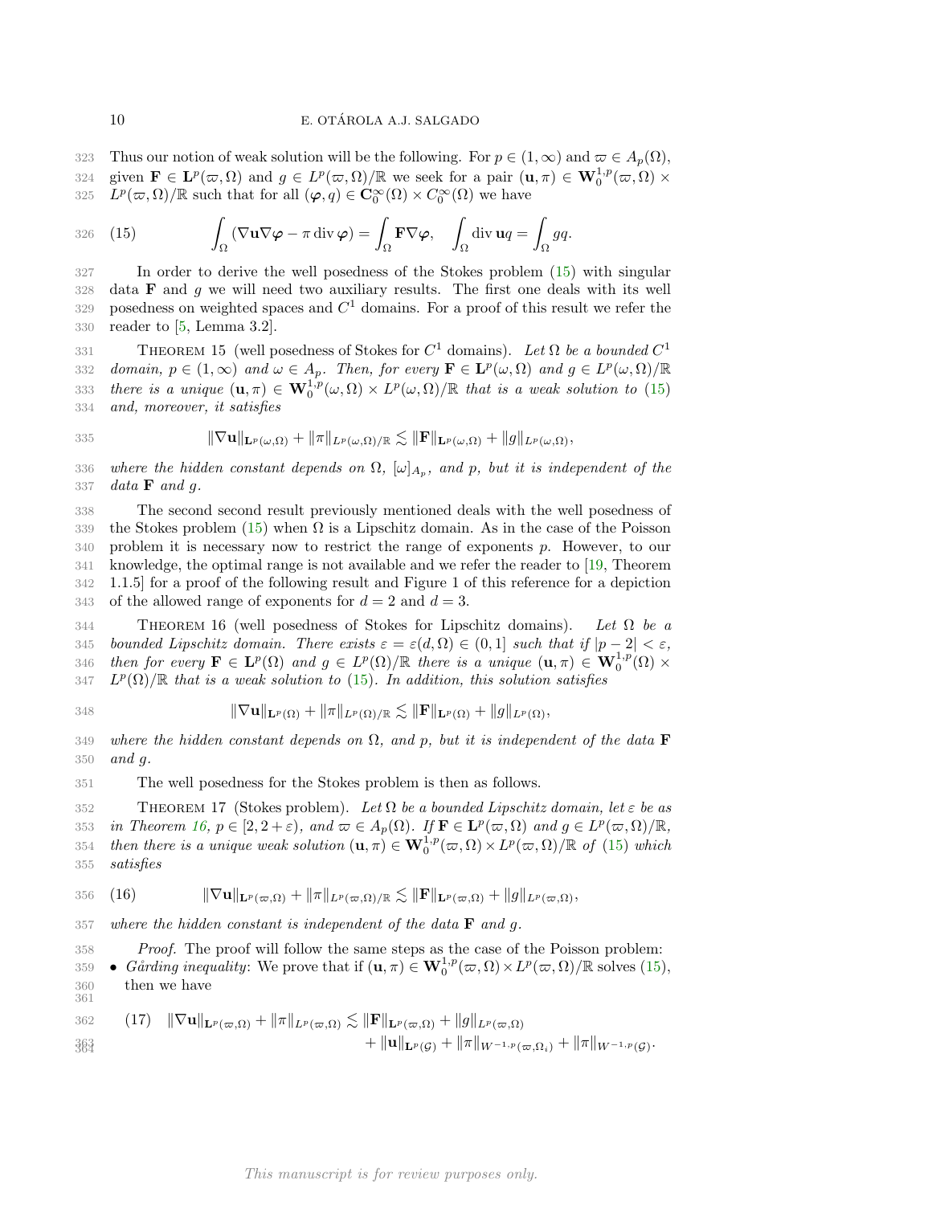Thus our notion of weak solution will be the following. For $p \in (1,\infty)$ and $\varpi \in A_p(\Omega)$, given $\mathbf{F} \in \mathbf{L}^p(\varpi,\Omega)$ and $g \in L^p(\varpi,\Omega)/\mathbb{R}$ we seek for a pair $(\mathbf{u},\pi) \in \mathbf{W}_0^{1,p}(\varpi,\Omega) \times L^p(\varpi,\Omega)/\mathbb{R}$ such that for all $(\boldsymbol{\varphi}, q) \in \mathbf{C}_0^\infty(\Omega) \times C_0^\infty(\Omega)$ we have

$$
\int_\Omega (\nabla \mathbf{u} \nabla \boldsymbol{\varphi} - \pi \operatorname{div} \boldsymbol{\varphi}) = \int_\Omega \mathbf{F} \nabla \boldsymbol{\varphi}, \quad \int_\Omega \operatorname{div} \mathbf{u} q = \int_\Omega g q. \tag{15}
$$

In order to derive the well posedness of the Stokes problem (15) with singular data $\mathbf{F}$ and $g$ we will need two auxiliary results. The first one deals with its well posedness on weighted spaces and $C^1$ domains. For a proof of this result we refer the reader to [5, Lemma 3.2].

THEOREM 15 (well posedness of Stokes for $C^1$ domains). *Let $\Omega$ be a bounded $C^1$ domain, $p \in (1,\infty)$ and $\omega \in A_p$. Then, for every $\mathbf{F} \in \mathbf{L}^p(\omega,\Omega)$ and $g \in L^p(\omega,\Omega)/\mathbb{R}$ there is a unique $(\mathbf{u},\pi) \in \mathbf{W}_0^{1,p}(\omega,\Omega) \times L^p(\omega,\Omega)/\mathbb{R}$ that is a weak solution to (15) and, moreover, it satisfies*

$$
\|\nabla \mathbf{u}\|_{\mathbf{L}^p(\omega,\Omega)} + \|\pi\|_{L^p(\omega,\Omega)/\mathbb{R}} \lesssim \|\mathbf{F}\|_{\mathbf{L}^p(\omega,\Omega)} + \|g\|_{L^p(\omega,\Omega)},
$$

*where the hidden constant depends on $\Omega$, $[\omega]_{A_p}$, and $p$, but it is independent of the data $\mathbf{F}$ and $g$.*

The second second result previously mentioned deals with the well posedness of the Stokes problem (15) when $\Omega$ is a Lipschitz domain. As in the case of the Poisson problem it is necessary now to restrict the range of exponents $p$. However, to our knowledge, the optimal range is not available and we refer the reader to [19, Theorem 1.1.5] for a proof of the following result and Figure 1 of this reference for a depiction of the allowed range of exponents for $d = 2$ and $d = 3$.

THEOREM 16 (well posedness of Stokes for Lipschitz domains). *Let $\Omega$ be a bounded Lipschitz domain. There exists $\varepsilon = \varepsilon(d,\Omega) \in (0,1]$ such that if $|p-2| < \varepsilon$, then for every $\mathbf{F} \in \mathbf{L}^p(\Omega)$ and $g \in L^p(\Omega)/\mathbb{R}$ there is a unique $(\mathbf{u},\pi) \in \mathbf{W}_0^{1,p}(\Omega) \times L^p(\Omega)/\mathbb{R}$ that is a weak solution to (15). In addition, this solution satisfies*

$$
\|\nabla \mathbf{u}\|_{\mathbf{L}^p(\Omega)} + \|\pi\|_{L^p(\Omega)/\mathbb{R}} \lesssim \|\mathbf{F}\|_{\mathbf{L}^p(\Omega)} + \|g\|_{L^p(\Omega)},
$$

*where the hidden constant depends on $\Omega$, and $p$, but it is independent of the data $\mathbf{F}$ and $g$.*

The well posedness for the Stokes problem is then as follows.

THEOREM 17 (Stokes problem). *Let $\Omega$ be a bounded Lipschitz domain, let $\varepsilon$ be as in Theorem 16, $p \in [2, 2+\varepsilon)$, and $\varpi \in A_p(\Omega)$. If $\mathbf{F} \in \mathbf{L}^p(\varpi,\Omega)$ and $g \in L^p(\varpi,\Omega)/\mathbb{R}$, then there is a unique weak solution $(\mathbf{u},\pi) \in \mathbf{W}_0^{1,p}(\varpi,\Omega) \times L^p(\varpi,\Omega)/\mathbb{R}$ of (15) which satisfies*

$$
\|\nabla \mathbf{u}\|_{\mathbf{L}^p(\varpi,\Omega)} + \|\pi\|_{L^p(\varpi,\Omega)/\mathbb{R}} \lesssim \|\mathbf{F}\|_{\mathbf{L}^p(\varpi,\Omega)} + \|g\|_{L^p(\varpi,\Omega)}, \tag{16}
$$

*where the hidden constant is independent of the data $\mathbf{F}$ and $g$.*

*Proof.* The proof will follow the same steps as the case of the Poisson problem:

- *Gårding inequality*: We prove that if $(\mathbf{u},\pi) \in \mathbf{W}_0^{1,p}(\varpi,\Omega) \times L^p(\varpi,\Omega)/\mathbb{R}$ solves (15), then we have

$$
\begin{aligned}
\|\nabla \mathbf{u}\|_{\mathbf{L}^p(\varpi,\Omega)} + \|\pi\|_{L^p(\varpi,\Omega)} \lesssim{}& \|\mathbf{F}\|_{\mathbf{L}^p(\varpi,\Omega)} + \|g\|_{L^p(\varpi,\Omega)} \\
&+ \|\mathbf{u}\|_{\mathbf{L}^p(\mathcal{G})} + \|\pi\|_{W^{-1,p}(\varpi,\Omega_i)} + \|\pi\|_{W^{-1,p}(\mathcal{G})}.
\end{aligned} \tag{17}
$$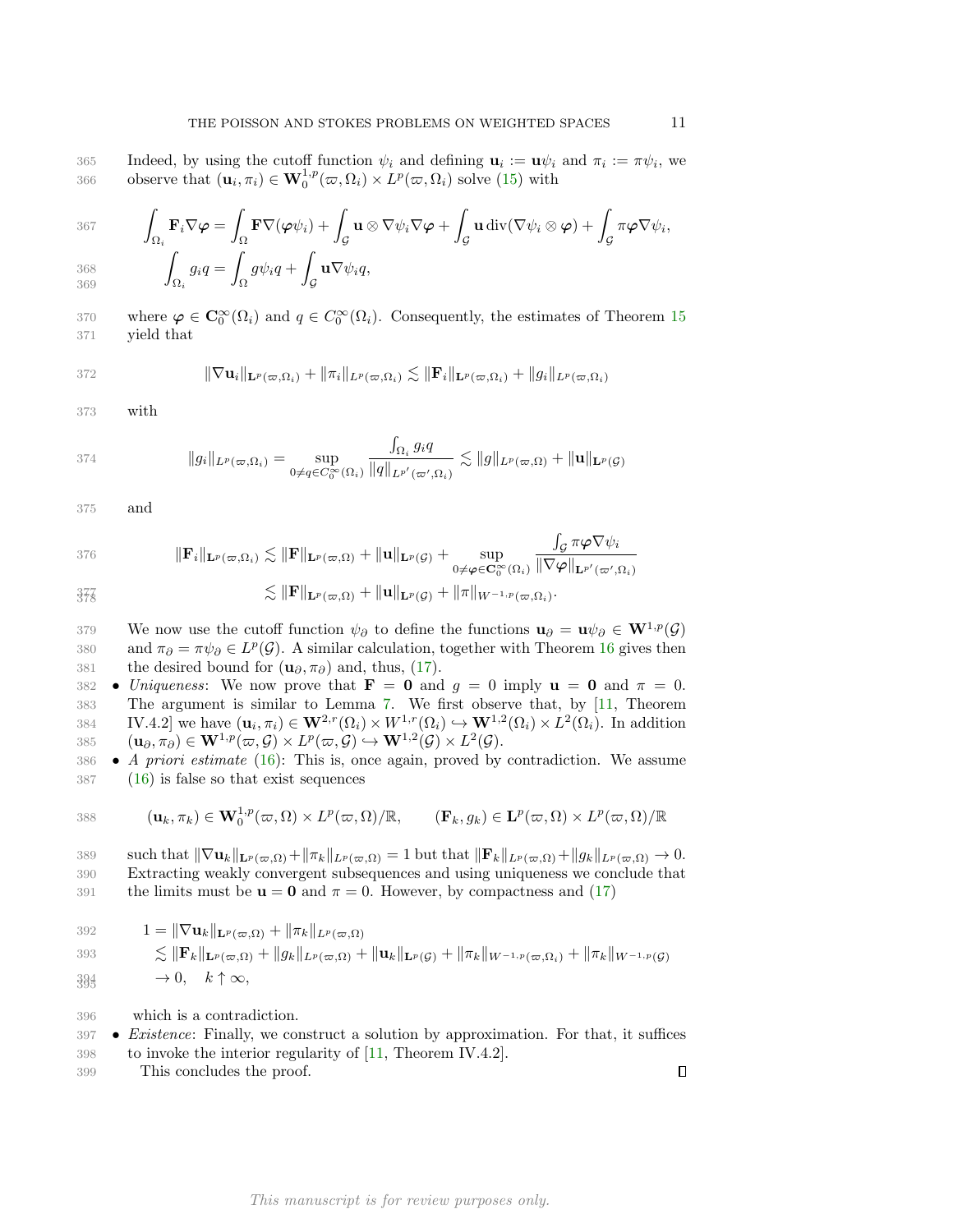Indeed, by using the cutoff function $\psi_i$ and defining $\mathbf{u}_i := \mathbf{u}\psi_i$ and $\pi_i := \pi\psi_i$, we observe that $(\mathbf{u}_i, \pi_i) \in \mathbf{W}_0^{1,p}(\varpi, \Omega_i) \times L^p(\varpi, \Omega_i)$ solve (15) with

$$
\begin{aligned}
\int_{\Omega_i} \mathbf{F}_i \nabla \boldsymbol{\varphi} &= \int_\Omega \mathbf{F} \nabla(\boldsymbol{\varphi}\psi_i) + \int_\mathcal{G} \mathbf{u} \otimes \nabla\psi_i \nabla\boldsymbol{\varphi} + \int_\mathcal{G} \mathbf{u} \operatorname{div}(\nabla\psi_i \otimes \boldsymbol{\varphi}) + \int_\mathcal{G} \pi\boldsymbol{\varphi}\nabla\psi_i, \\
\int_{\Omega_i} g_i q &= \int_\Omega g\psi_i q + \int_\mathcal{G} \mathbf{u}\nabla\psi_i q,
\end{aligned}
$$

where $\boldsymbol{\varphi} \in \mathbf{C}_0^\infty(\Omega_i)$ and $q \in C_0^\infty(\Omega_i)$. Consequently, the estimates of Theorem 15 yield that

$$
\|\nabla \mathbf{u}_i\|_{\mathbf{L}^p(\varpi,\Omega_i)} + \|\pi_i\|_{L^p(\varpi,\Omega_i)} \lesssim \|\mathbf{F}_i\|_{\mathbf{L}^p(\varpi,\Omega_i)} + \|g_i\|_{L^p(\varpi,\Omega_i)}
$$

with

$$
\|g_i\|_{L^p(\varpi,\Omega_i)} = \sup_{0 \neq q \in C_0^\infty(\Omega_i)} \frac{\int_{\Omega_i} g_i q}{\|q\|_{L^{p'}(\varpi',\Omega_i)}} \lesssim \|g\|_{L^p(\varpi,\Omega)} + \|\mathbf{u}\|_{\mathbf{L}^p(\mathcal{G})}
$$

and

$$
\begin{aligned}
\|\mathbf{F}_i\|_{\mathbf{L}^p(\varpi,\Omega_i)} &\lesssim \|\mathbf{F}\|_{\mathbf{L}^p(\varpi,\Omega)} + \|\mathbf{u}\|_{\mathbf{L}^p(\mathcal{G})} + \sup_{0 \neq \boldsymbol{\varphi} \in \mathbf{C}_0^\infty(\Omega_i)} \frac{\int_\mathcal{G} \pi\boldsymbol{\varphi}\nabla\psi_i}{\|\nabla\boldsymbol{\varphi}\|_{\mathbf{L}^{p'}(\varpi',\Omega_i)}} \\
&\lesssim \|\mathbf{F}\|_{\mathbf{L}^p(\varpi,\Omega)} + \|\mathbf{u}\|_{\mathbf{L}^p(\mathcal{G})} + \|\pi\|_{W^{-1,p}(\varpi,\Omega_i)}.
\end{aligned}
$$

We now use the cutoff function $\psi_\partial$ to define the functions $\mathbf{u}_\partial = \mathbf{u}\psi_\partial \in \mathbf{W}^{1,p}(\mathcal{G})$ and $\pi_\partial = \pi\psi_\partial \in L^p(\mathcal{G})$. A similar calculation, together with Theorem 16 gives then the desired bound for $(\mathbf{u}_\partial, \pi_\partial)$ and, thus, (17).

- *Uniqueness*: We now prove that $\mathbf{F} = \mathbf{0}$ and $g = 0$ imply $\mathbf{u} = \mathbf{0}$ and $\pi = 0$. The argument is similar to Lemma 7. We first observe that, by [11, Theorem IV.4.2] we have $(\mathbf{u}_i, \pi_i) \in \mathbf{W}^{2,r}(\Omega_i) \times W^{1,r}(\Omega_i) \hookrightarrow \mathbf{W}^{1,2}(\Omega_i) \times L^2(\Omega_i)$. In addition $(\mathbf{u}_\partial, \pi_\partial) \in \mathbf{W}^{1,p}(\varpi, \mathcal{G}) \times L^p(\varpi, \mathcal{G}) \hookrightarrow \mathbf{W}^{1,2}(\mathcal{G}) \times L^2(\mathcal{G})$.
- *A priori estimate* (16): This is, once again, proved by contradiction. We assume (16) is false so that exist sequences

$$
(\mathbf{u}_k, \pi_k) \in \mathbf{W}_0^{1,p}(\varpi, \Omega) \times L^p(\varpi, \Omega)/\mathbb{R}, \qquad (\mathbf{F}_k, g_k) \in \mathbf{L}^p(\varpi, \Omega) \times L^p(\varpi, \Omega)/\mathbb{R}
$$

such that $\|\nabla \mathbf{u}_k\|_{\mathbf{L}^p(\varpi,\Omega)} + \|\pi_k\|_{L^p(\varpi,\Omega)} = 1$ but that $\|\mathbf{F}_k\|_{L^p(\varpi,\Omega)} + \|g_k\|_{L^p(\varpi,\Omega)} \to 0$. Extracting weakly convergent subsequences and using uniqueness we conclude that the limits must be $\mathbf{u} = \mathbf{0}$ and $\pi = 0$. However, by compactness and (17)

$$
\begin{aligned}
1 &= \|\nabla \mathbf{u}_k\|_{\mathbf{L}^p(\varpi,\Omega)} + \|\pi_k\|_{L^p(\varpi,\Omega)} \\
&\lesssim \|\mathbf{F}_k\|_{\mathbf{L}^p(\varpi,\Omega)} + \|g_k\|_{L^p(\varpi,\Omega)} + \|\mathbf{u}_k\|_{\mathbf{L}^p(\mathcal{G})} + \|\pi_k\|_{W^{-1,p}(\varpi,\Omega_i)} + \|\pi_k\|_{W^{-1,p}(\mathcal{G})} \\
&\to 0, \quad k \uparrow \infty,
\end{aligned}
$$

which is a contradiction.
- *Existence*: Finally, we construct a solution by approximation. For that, it suffices to invoke the interior regularity of [11, Theorem IV.4.2].

This concludes the proof. ∎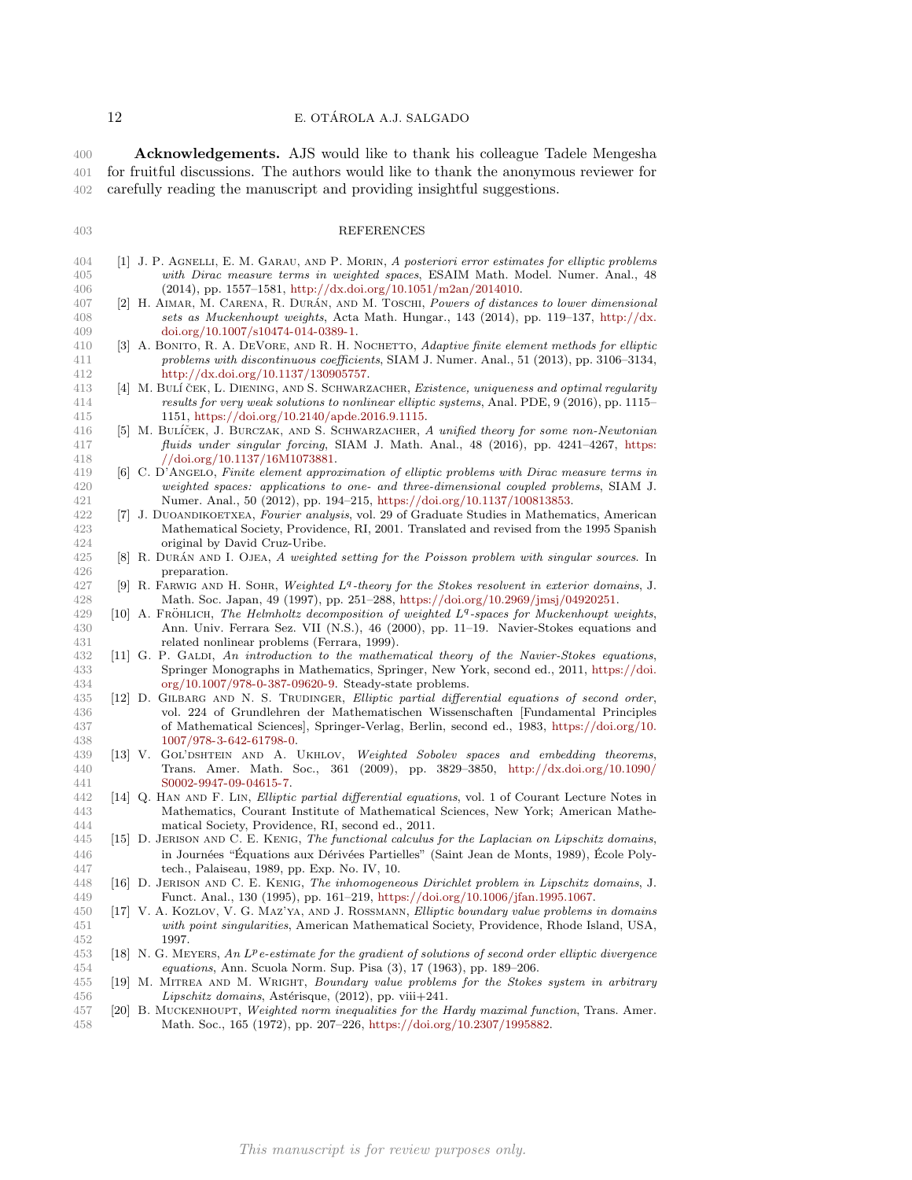**Acknowledgements.** AJS would like to thank his colleague Tadele Mengesha for fruitful discussions. The authors would like to thank the anonymous reviewer for carefully reading the manuscript and providing insightful suggestions.

## REFERENCES

[1] J. P. Agnelli, E. M. Garau, and P. Morin, *A posteriori error estimates for elliptic problems with Dirac measure terms in weighted spaces*, ESAIM Math. Model. Numer. Anal., 48 (2014), pp. 1557–1581, http://dx.doi.org/10.1051/m2an/2014010.

[2] H. Aimar, M. Carena, R. Durán, and M. Toschi, *Powers of distances to lower dimensional sets as Muckenhoupt weights*, Acta Math. Hungar., 143 (2014), pp. 119–137, http://dx.doi.org/10.1007/s10474-014-0389-1.

[3] A. Bonito, R. A. DeVore, and R. H. Nochetto, *Adaptive finite element methods for elliptic problems with discontinuous coefficients*, SIAM J. Numer. Anal., 51 (2013), pp. 3106–3134, http://dx.doi.org/10.1137/130905757.

[4] M. Bulí ček, L. Diening, and S. Schwarzacher, *Existence, uniqueness and optimal regularity results for very weak solutions to nonlinear elliptic systems*, Anal. PDE, 9 (2016), pp. 1115–1151, https://doi.org/10.2140/apde.2016.9.1115.

[5] M. Bulíček, J. Burczak, and S. Schwarzacher, *A unified theory for some non-Newtonian fluids under singular forcing*, SIAM J. Math. Anal., 48 (2016), pp. 4241–4267, https://doi.org/10.1137/16M1073881.

[6] C. D'Angelo, *Finite element approximation of elliptic problems with Dirac measure terms in weighted spaces: applications to one- and three-dimensional coupled problems*, SIAM J. Numer. Anal., 50 (2012), pp. 194–215, https://doi.org/10.1137/100813853.

[7] J. Duoandikoetxea, *Fourier analysis*, vol. 29 of Graduate Studies in Mathematics, American Mathematical Society, Providence, RI, 2001. Translated and revised from the 1995 Spanish original by David Cruz-Uribe.

[8] R. Durán and I. Ojea, *A weighted setting for the Poisson problem with singular sources*. In preparation.

[9] R. Farwig and H. Sohr, *Weighted $L^q$-theory for the Stokes resolvent in exterior domains*, J. Math. Soc. Japan, 49 (1997), pp. 251–288, https://doi.org/10.2969/jmsj/04920251.

[10] A. Fröhlich, *The Helmholtz decomposition of weighted $L^q$-spaces for Muckenhoupt weights*, Ann. Univ. Ferrara Sez. VII (N.S.), 46 (2000), pp. 11–19. Navier-Stokes equations and related nonlinear problems (Ferrara, 1999).

[11] G. P. Galdi, *An introduction to the mathematical theory of the Navier-Stokes equations*, Springer Monographs in Mathematics, Springer, New York, second ed., 2011, https://doi.org/10.1007/978-0-387-09620-9. Steady-state problems.

[12] D. Gilbarg and N. S. Trudinger, *Elliptic partial differential equations of second order*, vol. 224 of Grundlehren der Mathematischen Wissenschaften [Fundamental Principles of Mathematical Sciences], Springer-Verlag, Berlin, second ed., 1983, https://doi.org/10.1007/978-3-642-61798-0.

[13] V. Gol'dshtein and A. Ukhlov, *Weighted Sobolev spaces and embedding theorems*, Trans. Amer. Math. Soc., 361 (2009), pp. 3829–3850, http://dx.doi.org/10.1090/S0002-9947-09-04615-7.

[14] Q. Han and F. Lin, *Elliptic partial differential equations*, vol. 1 of Courant Lecture Notes in Mathematics, Courant Institute of Mathematical Sciences, New York; American Mathematical Society, Providence, RI, second ed., 2011.

[15] D. Jerison and C. E. Kenig, *The functional calculus for the Laplacian on Lipschitz domains*, in Journées "Équations aux Dérivées Partielles" (Saint Jean de Monts, 1989), École Polytech., Palaiseau, 1989, pp. Exp. No. IV, 10.

[16] D. Jerison and C. E. Kenig, *The inhomogeneous Dirichlet problem in Lipschitz domains*, J. Funct. Anal., 130 (1995), pp. 161–219, https://doi.org/10.1006/jfan.1995.1067.

[17] V. A. Kozlov, V. G. Maz'ya, and J. Rossmann, *Elliptic boundary value problems in domains with point singularities*, American Mathematical Society, Providence, Rhode Island, USA, 1997.

[18] N. G. Meyers, *An $L^p$e-estimate for the gradient of solutions of second order elliptic divergence equations*, Ann. Scuola Norm. Sup. Pisa (3), 17 (1963), pp. 189–206.

[19] M. Mitrea and M. Wright, *Boundary value problems for the Stokes system in arbitrary Lipschitz domains*, Astérisque, (2012), pp. viii+241.

[20] B. Muckenhoupt, *Weighted norm inequalities for the Hardy maximal function*, Trans. Amer. Math. Soc., 165 (1972), pp. 207–226, https://doi.org/10.2307/1995882.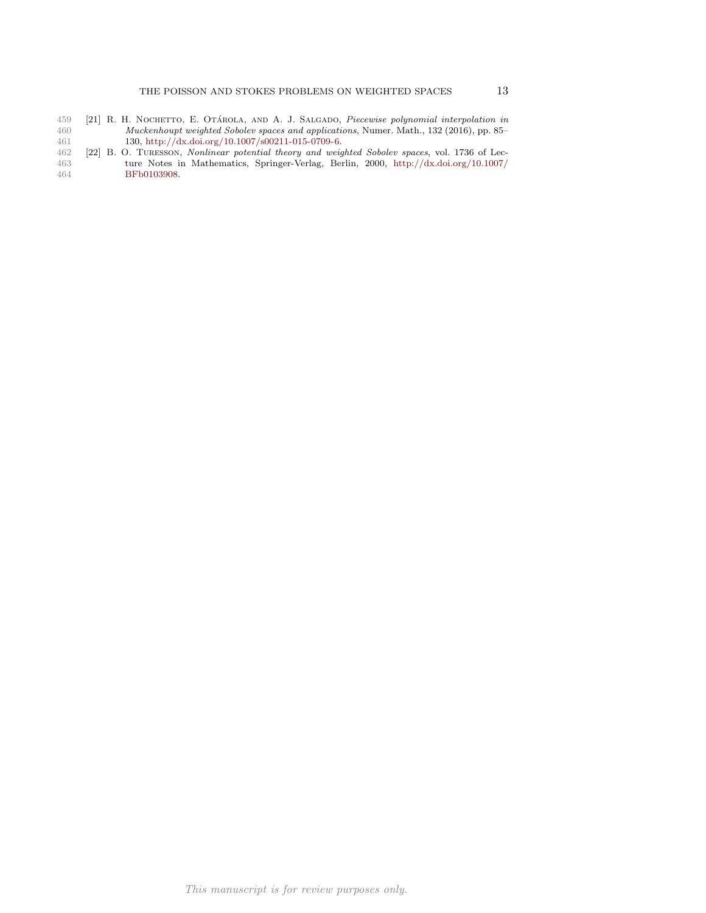[21] R. H. Nochetto, E. Otárola, and A. J. Salgado, *Piecewise polynomial interpolation in Muckenhoupt weighted Sobolev spaces and applications*, Numer. Math., 132 (2016), pp. 85–130, http://dx.doi.org/10.1007/s00211-015-0709-6.

[22] B. O. Turesson, *Nonlinear potential theory and weighted Sobolev spaces*, vol. 1736 of Lecture Notes in Mathematics, Springer-Verlag, Berlin, 2000, http://dx.doi.org/10.1007/BFb0103908.